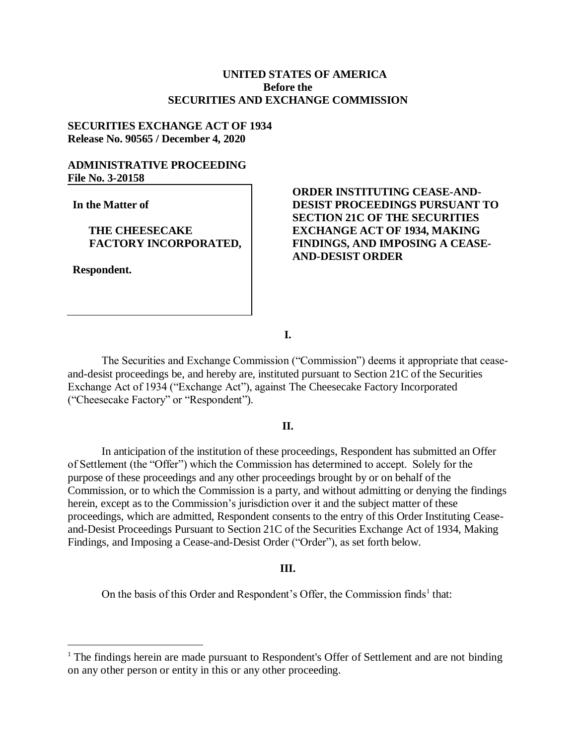**UNITED STATES OF AMERICA**
**Before the**
**SECURITIES AND EXCHANGE COMMISSION**

**SECURITIES EXCHANGE ACT OF 1934**
**Release No. 90565 / December 4, 2020**

**ADMINISTRATIVE PROCEEDING**
**File No. 3-20158**

**In the Matter of**

**THE CHEESECAKE FACTORY INCORPORATED,**

**Respondent.**

**ORDER INSTITUTING CEASE-AND-DESIST PROCEEDINGS PURSUANT TO SECTION 21C OF THE SECURITIES EXCHANGE ACT OF 1934, MAKING FINDINGS, AND IMPOSING A CEASE-AND-DESIST ORDER**

**I.**

The Securities and Exchange Commission ("Commission") deems it appropriate that cease-and-desist proceedings be, and hereby are, instituted pursuant to Section 21C of the Securities Exchange Act of 1934 ("Exchange Act"), against The Cheesecake Factory Incorporated ("Cheesecake Factory" or "Respondent").

**II.**

In anticipation of the institution of these proceedings, Respondent has submitted an Offer of Settlement (the "Offer") which the Commission has determined to accept. Solely for the purpose of these proceedings and any other proceedings brought by or on behalf of the Commission, or to which the Commission is a party, and without admitting or denying the findings herein, except as to the Commission's jurisdiction over it and the subject matter of these proceedings, which are admitted, Respondent consents to the entry of this Order Instituting Cease-and-Desist Proceedings Pursuant to Section 21C of the Securities Exchange Act of 1934, Making Findings, and Imposing a Cease-and-Desist Order ("Order"), as set forth below.

**III.**

On the basis of this Order and Respondent's Offer, the Commission finds[1] that:

[1] The findings herein are made pursuant to Respondent's Offer of Settlement and are not binding on any other person or entity in this or any other proceeding.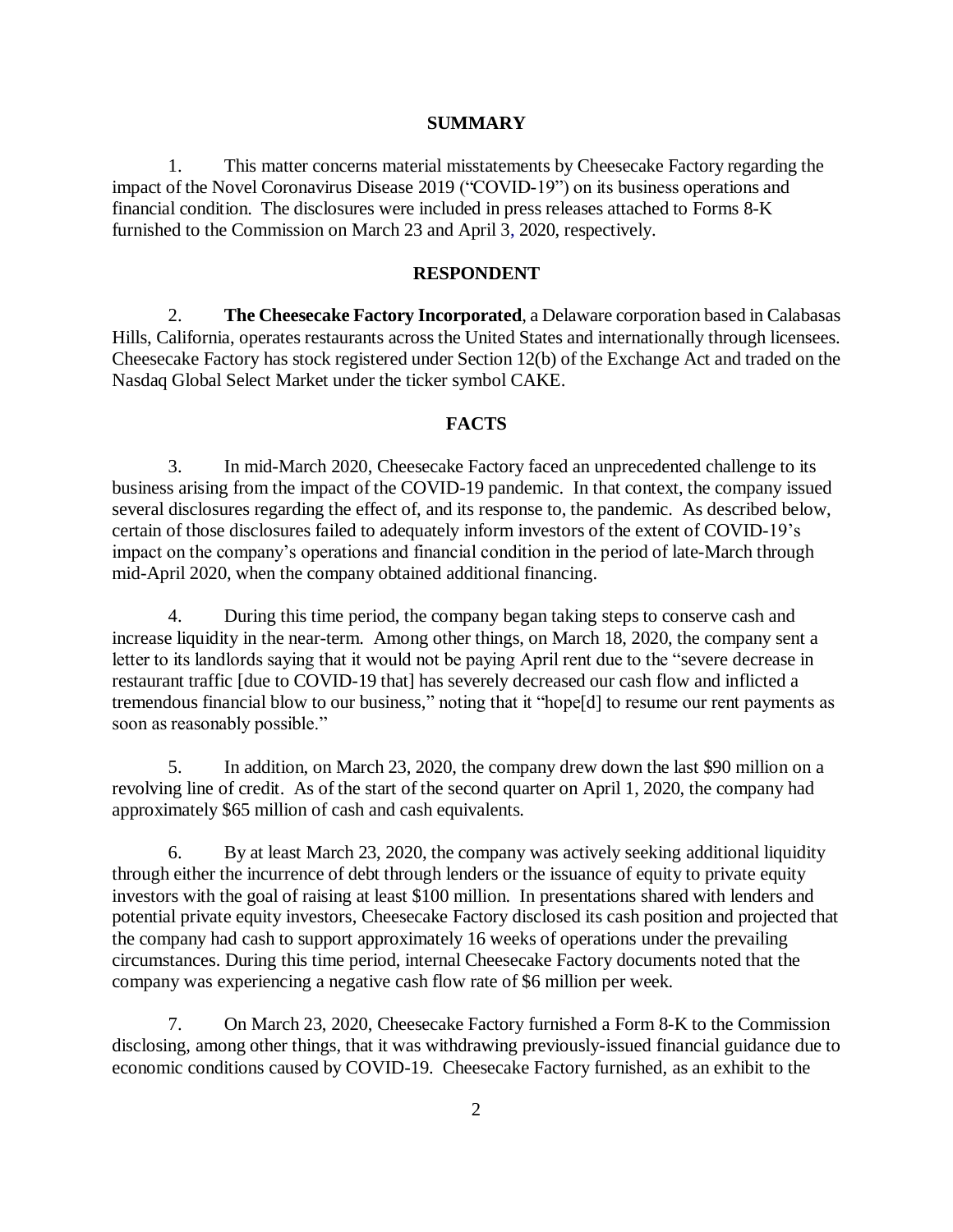## SUMMARY

1. This matter concerns material misstatements by Cheesecake Factory regarding the impact of the Novel Coronavirus Disease 2019 ("COVID-19") on its business operations and financial condition. The disclosures were included in press releases attached to Forms 8-K furnished to the Commission on March 23 and April 3, 2020, respectively.

## RESPONDENT

2. **The Cheesecake Factory Incorporated**, a Delaware corporation based in Calabasas Hills, California, operates restaurants across the United States and internationally through licensees. Cheesecake Factory has stock registered under Section 12(b) of the Exchange Act and traded on the Nasdaq Global Select Market under the ticker symbol CAKE.

## FACTS

3. In mid-March 2020, Cheesecake Factory faced an unprecedented challenge to its business arising from the impact of the COVID-19 pandemic. In that context, the company issued several disclosures regarding the effect of, and its response to, the pandemic. As described below, certain of those disclosures failed to adequately inform investors of the extent of COVID-19's impact on the company's operations and financial condition in the period of late-March through mid-April 2020, when the company obtained additional financing.

4. During this time period, the company began taking steps to conserve cash and increase liquidity in the near-term. Among other things, on March 18, 2020, the company sent a letter to its landlords saying that it would not be paying April rent due to the "severe decrease in restaurant traffic [due to COVID-19 that] has severely decreased our cash flow and inflicted a tremendous financial blow to our business," noting that it "hope[d] to resume our rent payments as soon as reasonably possible."

5. In addition, on March 23, 2020, the company drew down the last $90 million on a revolving line of credit. As of the start of the second quarter on April 1, 2020, the company had approximately $65 million of cash and cash equivalents.

6. By at least March 23, 2020, the company was actively seeking additional liquidity through either the incurrence of debt through lenders or the issuance of equity to private equity investors with the goal of raising at least $100 million. In presentations shared with lenders and potential private equity investors, Cheesecake Factory disclosed its cash position and projected that the company had cash to support approximately 16 weeks of operations under the prevailing circumstances. During this time period, internal Cheesecake Factory documents noted that the company was experiencing a negative cash flow rate of $6 million per week.

7. On March 23, 2020, Cheesecake Factory furnished a Form 8-K to the Commission disclosing, among other things, that it was withdrawing previously-issued financial guidance due to economic conditions caused by COVID-19. Cheesecake Factory furnished, as an exhibit to the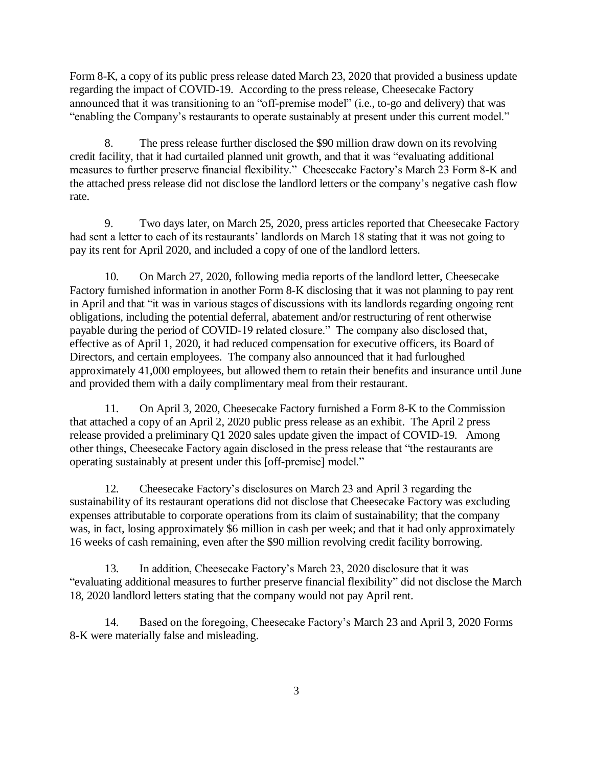Form 8-K, a copy of its public press release dated March 23, 2020 that provided a business update regarding the impact of COVID-19. According to the press release, Cheesecake Factory announced that it was transitioning to an "off-premise model" (i.e., to-go and delivery) that was "enabling the Company's restaurants to operate sustainably at present under this current model."

8. The press release further disclosed the $90 million draw down on its revolving credit facility, that it had curtailed planned unit growth, and that it was "evaluating additional measures to further preserve financial flexibility." Cheesecake Factory's March 23 Form 8-K and the attached press release did not disclose the landlord letters or the company's negative cash flow rate.

9. Two days later, on March 25, 2020, press articles reported that Cheesecake Factory had sent a letter to each of its restaurants' landlords on March 18 stating that it was not going to pay its rent for April 2020, and included a copy of one of the landlord letters.

10. On March 27, 2020, following media reports of the landlord letter, Cheesecake Factory furnished information in another Form 8-K disclosing that it was not planning to pay rent in April and that "it was in various stages of discussions with its landlords regarding ongoing rent obligations, including the potential deferral, abatement and/or restructuring of rent otherwise payable during the period of COVID-19 related closure." The company also disclosed that, effective as of April 1, 2020, it had reduced compensation for executive officers, its Board of Directors, and certain employees. The company also announced that it had furloughed approximately 41,000 employees, but allowed them to retain their benefits and insurance until June and provided them with a daily complimentary meal from their restaurant.

11. On April 3, 2020, Cheesecake Factory furnished a Form 8-K to the Commission that attached a copy of an April 2, 2020 public press release as an exhibit. The April 2 press release provided a preliminary Q1 2020 sales update given the impact of COVID-19. Among other things, Cheesecake Factory again disclosed in the press release that "the restaurants are operating sustainably at present under this [off-premise] model."

12. Cheesecake Factory's disclosures on March 23 and April 3 regarding the sustainability of its restaurant operations did not disclose that Cheesecake Factory was excluding expenses attributable to corporate operations from its claim of sustainability; that the company was, in fact, losing approximately $6 million in cash per week; and that it had only approximately 16 weeks of cash remaining, even after the $90 million revolving credit facility borrowing.

13. In addition, Cheesecake Factory's March 23, 2020 disclosure that it was "evaluating additional measures to further preserve financial flexibility" did not disclose the March 18, 2020 landlord letters stating that the company would not pay April rent.

14. Based on the foregoing, Cheesecake Factory's March 23 and April 3, 2020 Forms 8-K were materially false and misleading.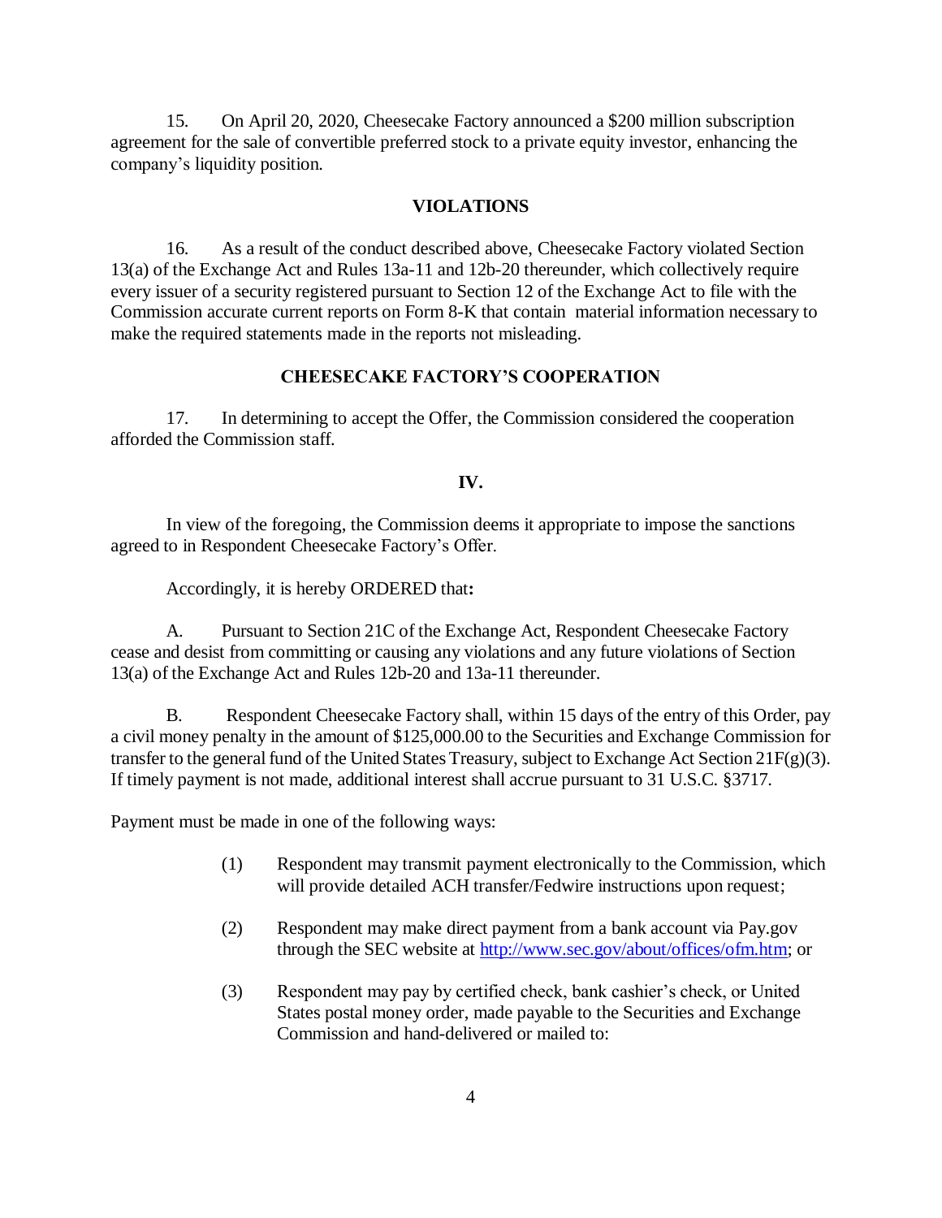15. On April 20, 2020, Cheesecake Factory announced a $200 million subscription agreement for the sale of convertible preferred stock to a private equity investor, enhancing the company's liquidity position.

## VIOLATIONS

16. As a result of the conduct described above, Cheesecake Factory violated Section 13(a) of the Exchange Act and Rules 13a-11 and 12b-20 thereunder, which collectively require every issuer of a security registered pursuant to Section 12 of the Exchange Act to file with the Commission accurate current reports on Form 8-K that contain material information necessary to make the required statements made in the reports not misleading.

## CHEESECAKE FACTORY'S COOPERATION

17. In determining to accept the Offer, the Commission considered the cooperation afforded the Commission staff.

## IV.

In view of the foregoing, the Commission deems it appropriate to impose the sanctions agreed to in Respondent Cheesecake Factory's Offer.

Accordingly, it is hereby ORDERED that**:**

A. Pursuant to Section 21C of the Exchange Act, Respondent Cheesecake Factory cease and desist from committing or causing any violations and any future violations of Section 13(a) of the Exchange Act and Rules 12b-20 and 13a-11 thereunder.

B. Respondent Cheesecake Factory shall, within 15 days of the entry of this Order, pay a civil money penalty in the amount of $125,000.00 to the Securities and Exchange Commission for transfer to the general fund of the United States Treasury, subject to Exchange Act Section 21F(g)(3). If timely payment is not made, additional interest shall accrue pursuant to 31 U.S.C. §3717.

Payment must be made in one of the following ways:

(1) Respondent may transmit payment electronically to the Commission, which will provide detailed ACH transfer/Fedwire instructions upon request;

(2) Respondent may make direct payment from a bank account via Pay.gov through the SEC website at http://www.sec.gov/about/offices/ofm.htm; or

(3) Respondent may pay by certified check, bank cashier's check, or United States postal money order, made payable to the Securities and Exchange Commission and hand-delivered or mailed to: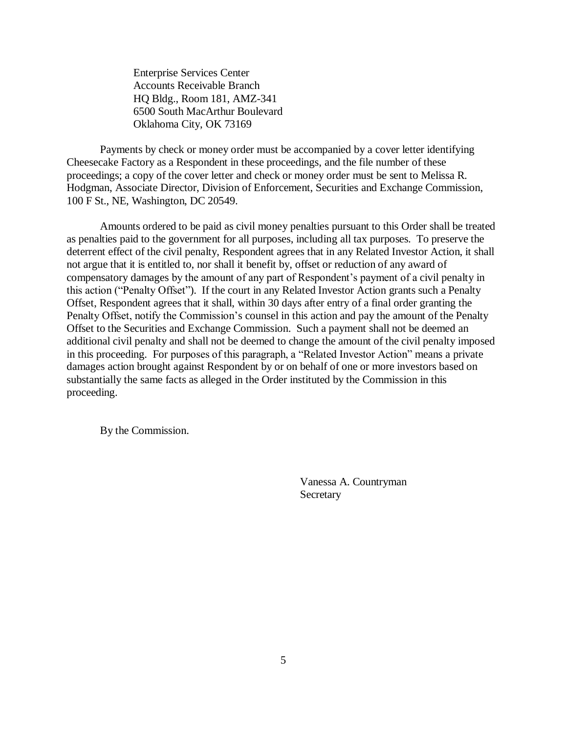Enterprise Services Center
Accounts Receivable Branch
HQ Bldg., Room 181, AMZ-341
6500 South MacArthur Boulevard
Oklahoma City, OK 73169

Payments by check or money order must be accompanied by a cover letter identifying Cheesecake Factory as a Respondent in these proceedings, and the file number of these proceedings; a copy of the cover letter and check or money order must be sent to Melissa R. Hodgman, Associate Director, Division of Enforcement, Securities and Exchange Commission, 100 F St., NE, Washington, DC 20549.

Amounts ordered to be paid as civil money penalties pursuant to this Order shall be treated as penalties paid to the government for all purposes, including all tax purposes. To preserve the deterrent effect of the civil penalty, Respondent agrees that in any Related Investor Action, it shall not argue that it is entitled to, nor shall it benefit by, offset or reduction of any award of compensatory damages by the amount of any part of Respondent's payment of a civil penalty in this action ("Penalty Offset"). If the court in any Related Investor Action grants such a Penalty Offset, Respondent agrees that it shall, within 30 days after entry of a final order granting the Penalty Offset, notify the Commission's counsel in this action and pay the amount of the Penalty Offset to the Securities and Exchange Commission. Such a payment shall not be deemed an additional civil penalty and shall not be deemed to change the amount of the civil penalty imposed in this proceeding. For purposes of this paragraph, a "Related Investor Action" means a private damages action brought against Respondent by or on behalf of one or more investors based on substantially the same facts as alleged in the Order instituted by the Commission in this proceeding.

By the Commission.

Vanessa A. Countryman
Secretary